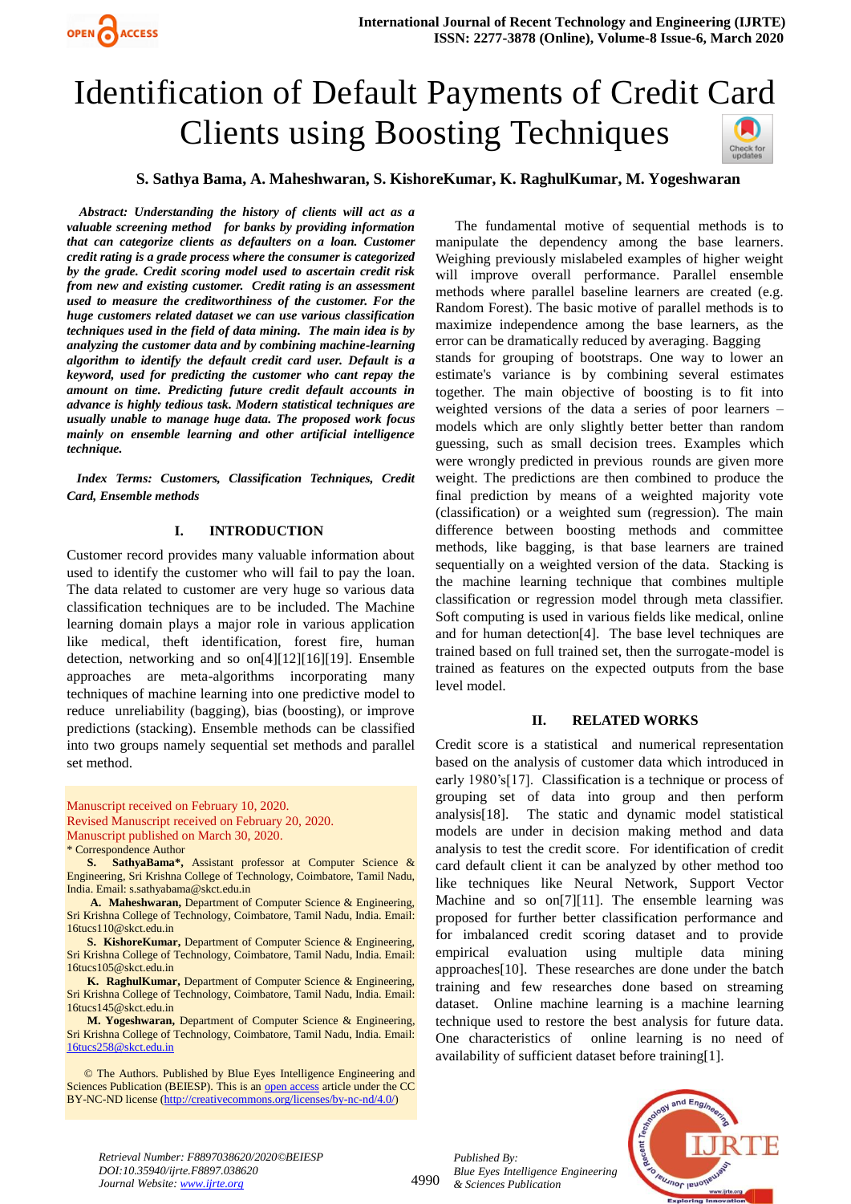# Identification of Default Payments of Credit Card Clients using Boosting Techniques

**S. Sathya Bama, A. Maheshwaran, S. KishoreKumar, K. RaghulKumar, M. Yogeshwaran**

***Abstract:*** ***Understanding the history of clients will act as a valuable screening method for banks by providing information that can categorize clients as defaulters on a loan. Customer credit rating is a grade process where the consumer is categorized by the grade. Credit scoring model used to ascertain credit risk from new and existing customer. Credit rating is an assessment used to measure the creditworthiness of the customer. For the huge customers related dataset we can use various classification techniques used in the field of data mining. The main idea is by analyzing the customer data and by combining machine-learning algorithm to identify the default credit card user. Default is a keyword, used for predicting the customer who cant repay the amount on time. Predicting future credit default accounts in advance is highly tedious task. Modern statistical techniques are usually unable to manage huge data. The proposed work focus mainly on ensemble learning and other artificial intelligence technique.***

***Index Terms:*** ***Customers, Classification Techniques, Credit Card, Ensemble methods***

## I. INTRODUCTION

Customer record provides many valuable information about used to identify the customer who will fail to pay the loan. The data related to customer are very huge so various data classification techniques are to be included. The Machine learning domain plays a major role in various application like medical, theft identification, forest fire, human detection, networking and so on[4][12][16][19]. Ensemble approaches are meta-algorithms incorporating many techniques of machine learning into one predictive model to reduce unreliability (bagging), bias (boosting), or improve predictions (stacking). Ensemble methods can be classified into two groups namely sequential set methods and parallel set method.

Manuscript received on February 10, 2020.
Revised Manuscript received on February 20, 2020.
Manuscript published on March 30, 2020.
\* Correspondence Author

**S. SathyaBama\***, Assistant professor at Computer Science & Engineering, Sri Krishna College of Technology, Coimbatore, Tamil Nadu, India. Email: s.sathyabama@skct.edu.in

**A. Maheshwaran,** Department of Computer Science & Engineering, Sri Krishna College of Technology, Coimbatore, Tamil Nadu, India. Email: 16tucs110@skct.edu.in

**S. KishoreKumar,** Department of Computer Science & Engineering, Sri Krishna College of Technology, Coimbatore, Tamil Nadu, India. Email: 16tucs105@skct.edu.in

**K. RaghulKumar,** Department of Computer Science & Engineering, Sri Krishna College of Technology, Coimbatore, Tamil Nadu, India. Email: 16tucs145@skct.edu.in

**M. Yogeshwaran,** Department of Computer Science & Engineering, Sri Krishna College of Technology, Coimbatore, Tamil Nadu, India. Email: 16tucs258@skct.edu.in

© The Authors. Published by Blue Eyes Intelligence Engineering and Sciences Publication (BEIESP). This is an open access article under the CC BY-NC-ND license (http://creativecommons.org/licenses/by-nc-nd/4.0/)

The fundamental motive of sequential methods is to manipulate the dependency among the base learners. Weighing previously mislabeled examples of higher weight will improve overall performance. Parallel ensemble methods where parallel baseline learners are created (e.g. Random Forest). The basic motive of parallel methods is to maximize independence among the base learners, as the error can be dramatically reduced by averaging. Bagging stands for grouping of bootstraps. One way to lower an estimate's variance is by combining several estimates together. The main objective of boosting is to fit into weighted versions of the data a series of poor learners – models which are only slightly better better than random guessing, such as small decision trees. Examples which were wrongly predicted in previous rounds are given more weight. The predictions are then combined to produce the final prediction by means of a weighted majority vote (classification) or a weighted sum (regression). The main difference between boosting methods and committee methods, like bagging, is that base learners are trained sequentially on a weighted version of the data. Stacking is the machine learning technique that combines multiple classification or regression model through meta classifier. Soft computing is used in various fields like medical, online and for human detection[4]. The base level techniques are trained based on full trained set, then the surrogate-model is trained as features on the expected outputs from the base level model.

## II. RELATED WORKS

Credit score is a statistical and numerical representation based on the analysis of customer data which introduced in early 1980's[17]. Classification is a technique or process of grouping set of data into group and then perform analysis[18]. The static and dynamic model statistical models are under in decision making method and data analysis to test the credit score. For identification of credit card default client it can be analyzed by other method too like techniques like Neural Network, Support Vector Machine and so on[7][11]. The ensemble learning was proposed for further better classification performance and for imbalanced credit scoring dataset and to provide empirical evaluation using multiple data mining approaches[10]. These researches are done under the batch training and few researches done based on streaming dataset. Online machine learning is a machine learning technique used to restore the best analysis for future data. One characteristics of online learning is no need of availability of sufficient dataset before training[1].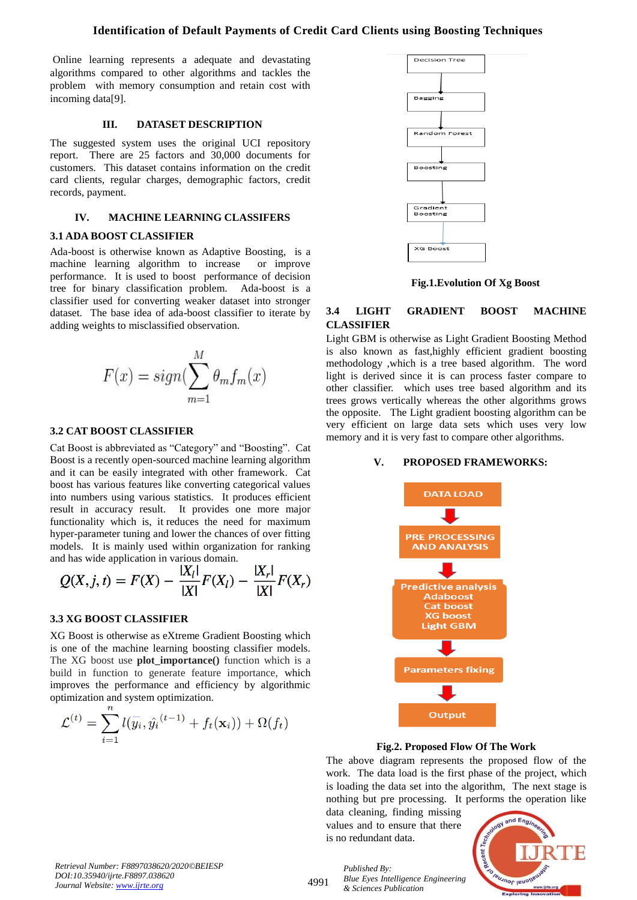Online learning represents a adequate and devastating algorithms compared to other algorithms and tackles the problem with memory consumption and retain cost with incoming data[9].

## III. DATASET DESCRIPTION

The suggested system uses the original UCI repository report. There are 25 factors and 30,000 documents for customers. This dataset contains information on the credit card clients, regular charges, demographic factors, credit records, payment.

## IV. MACHINE LEARNING CLASSIFERS

### 3.1 ADA BOOST CLASSIFIER

Ada-boost is otherwise known as Adaptive Boosting, is a machine learning algorithm to increase or improve performance. It is used to boost performance of decision tree for binary classification problem. Ada-boost is a classifier used for converting weaker dataset into stronger dataset. The base idea of ada-boost classifier to iterate by adding weights to misclassified observation.

$$F(x) = sign(\sum_{m=1}^{M} \theta_m f_m(x))$$

### 3.2 CAT BOOST CLASSIFIER

Cat Boost is abbreviated as "Category" and "Boosting". Cat Boost is a recently open-sourced machine learning algorithm and it can be easily integrated with other framework. Cat boost has various features like converting categorical values into numbers using various statistics. It produces efficient result in accuracy result. It provides one more major functionality which is, it reduces the need for maximum hyper-parameter tuning and lower the chances of over fitting models. It is mainly used within organization for ranking and has wide application in various domain.

$$Q(X,j,t) = F(X) - \frac{|X_l|}{|X|}F(X_l) - \frac{|X_r|}{|X|}F(X_r)$$

### 3.3 XG BOOST CLASSIFIER

XG Boost is otherwise as eXtreme Gradient Boosting which is one of the machine learning boosting classifier models. The XG boost use **plot_importance()** function which is a build in function to generate feature importance, which improves the performance and efficiency by algorithmic optimization and system optimization.

$$\mathcal{L}^{(t)} = \sum_{i=1}^{n} l(\bar{y_i}, \hat{y_i}^{(t-1)} + f_t(\mathbf{x}_i)) + \Omega(f_t)$$

Decision Tree → Bagging → Random Forest → Boosting → Gradient Boosting → XG Boost

**Fig.1.Evolution Of Xg Boost**

### 3.4 LIGHT GRADIENT BOOST MACHINE CLASSIFIER

Light GBM is otherwise as Light Gradient Boosting Method is also known as fast,highly efficient gradient boosting methodology ,which is a tree based algorithm. The word light is derived since it is can process faster compare to other classifier. which uses tree based algorithm and its trees grows vertically whereas the other algorithms grows the opposite. The Light gradient boosting algorithm can be very efficient on large data sets which uses very low memory and it is very fast to compare other algorithms.

## V. PROPOSED FRAMEWORKS:

DATA LOAD → PRE PROCESSING AND ANALYSIS → Predictive analysis (Adaboost, Cat boost, XG boost, Light GBM) → Parameters fixing → Output

**Fig.2. Proposed Flow Of The Work**

The above diagram represents the proposed flow of the work. The data load is the first phase of the project, which is loading the data set into the algorithm, The next stage is nothing but pre processing. It performs the operation like data cleaning, finding missing values and to ensure that there is no redundant data.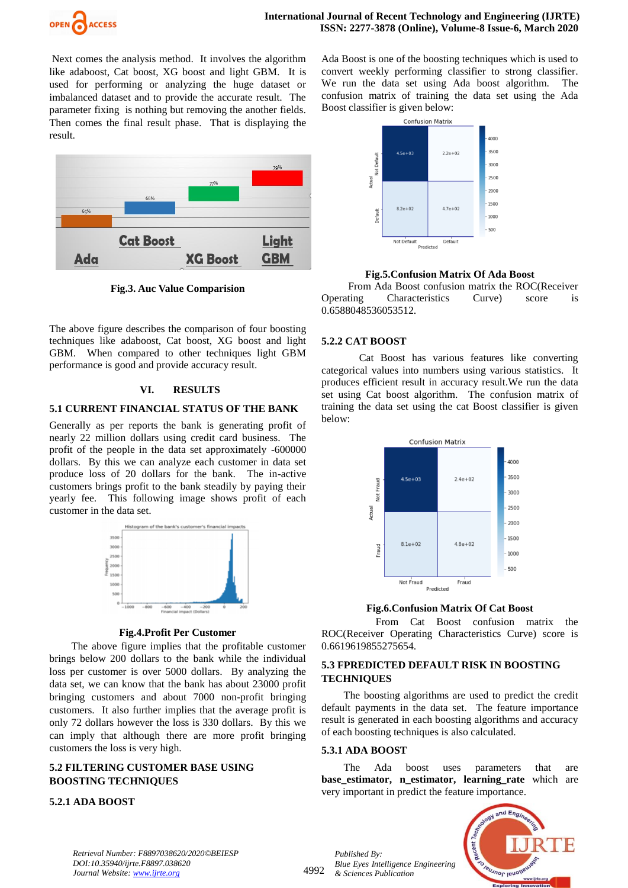Next comes the analysis method. It involves the algorithm like adaboost, Cat boost, XG boost and light GBM. It is used for performing or analyzing the huge dataset or imbalanced dataset and to provide the accurate result. The parameter fixing is nothing but removing the another fields. Then comes the final result phase. That is displaying the result.

**Fig.3. Auc Value Comparision**

The above figure describes the comparison of four boosting techniques like adaboost, Cat boost, XG boost and light GBM. When compared to other techniques light GBM performance is good and provide accuracy result.

## VI. RESULTS

### 5.1 CURRENT FINANCIAL STATUS OF THE BANK

Generally as per reports the bank is generating profit of nearly 22 million dollars using credit card business. The profit of the people in the data set approximately -600000 dollars. By this we can analyze each customer in data set produce loss of 20 dollars for the bank. The in-active customers brings profit to the bank steadily by paying their yearly fee. This following image shows profit of each customer in the data set.

**Fig.4.Profit Per Customer**

The above figure implies that the profitable customer brings below 200 dollars to the bank while the individual loss per customer is over 5000 dollars. By analyzing the data set, we can know that the bank has about 23000 profit bringing customers and about 7000 non-profit bringing customers. It also further implies that the average profit is only 72 dollars however the loss is 330 dollars. By this we can imply that although there are more profit bringing customers the loss is very high.

### 5.2 FILTERING CUSTOMER BASE USING BOOSTING TECHNIQUES

#### 5.2.1 ADA BOOST

Ada Boost is one of the boosting techniques which is used to convert weekly performing classifier to strong classifier. We run the data set using Ada boost algorithm. The confusion matrix of training the data set using the Ada Boost classifier is given below:

**Fig.5.Confusion Matrix Of Ada Boost**

From Ada Boost confusion matrix the ROC(Receiver Operating Characteristics Curve) score is 0.6588048536053512.

#### 5.2.2 CAT BOOST

Cat Boost has various features like converting categorical values into numbers using various statistics. It produces efficient result in accuracy result.We run the data set using Cat boost algorithm. The confusion matrix of training the data set using the cat Boost classifier is given below:

**Fig.6.Confusion Matrix Of Cat Boost**

From Cat Boost confusion matrix the ROC(Receiver Operating Characteristics Curve) score is 0.6619619855275654.

### 5.3 FPREDICTED DEFAULT RISK IN BOOSTING TECHNIQUES

The boosting algorithms are used to predict the credit default payments in the data set. The feature importance result is generated in each boosting algorithms and accuracy of each boosting techniques is also calculated.

#### 5.3.1 ADA BOOST

The Ada boost uses parameters that are **base_estimator, n_estimator, learning_rate** which are very important in predict the feature importance.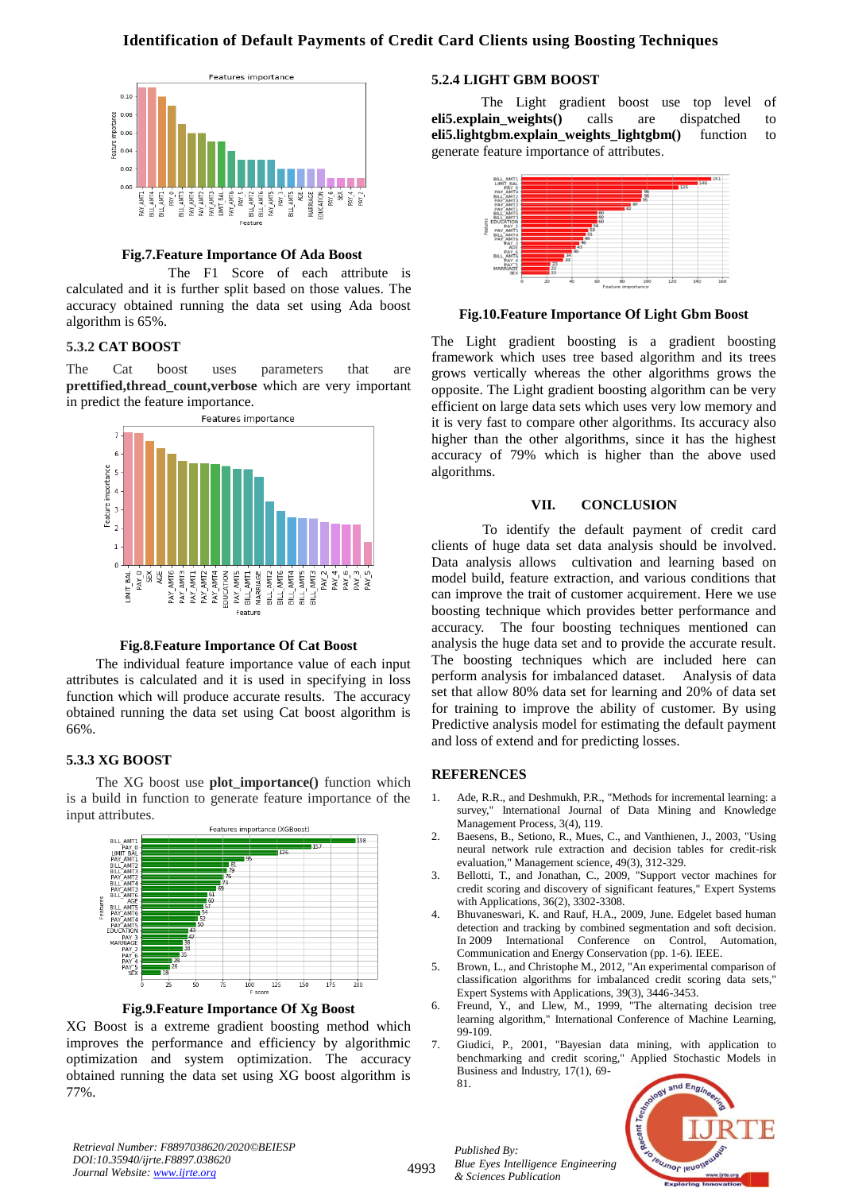Fig.7.Feature Importance Of Ada Boost

The F1 Score of each attribute is calculated and it is further split based on those values. The accuracy obtained running the data set using Ada boost algorithm is 65%.

### 5.3.2 CAT BOOST

The Cat boost uses parameters that are **prettified,thread_count,verbose** which are very important in predict the feature importance.

Fig.8.Feature Importance Of Cat Boost

The individual feature importance value of each input attributes is calculated and it is used in specifying in loss function which will produce accurate results. The accuracy obtained running the data set using Cat boost algorithm is 66%.

### 5.3.3 XG BOOST

The XG boost use **plot_importance()** function which is a build in function to generate feature importance of the input attributes.

Fig.9.Feature Importance Of Xg Boost

XG Boost is a extreme gradient boosting method which improves the performance and efficiency by algorithmic optimization and system optimization. The accuracy obtained running the data set using XG boost algorithm is 77%.

### 5.2.4 LIGHT GBM BOOST

The Light gradient boost use top level of **eli5.explain_weights()** calls are dispatched to **eli5.lightgbm.explain_weights_lightgbm()** function to generate feature importance of attributes.

Fig.10.Feature Importance Of Light Gbm Boost

The Light gradient boosting is a gradient boosting framework which uses tree based algorithm and its trees grows vertically whereas the other algorithms grows the opposite. The Light gradient boosting algorithm can be very efficient on large data sets which uses very low memory and it is very fast to compare other algorithms. Its accuracy also higher than the other algorithms, since it has the highest accuracy of 79% which is higher than the above used algorithms.

## VII. CONCLUSION

To identify the default payment of credit card clients of huge data set data analysis should be involved. Data analysis allows cultivation and learning based on model build, feature extraction, and various conditions that can improve the trait of customer acquirement. Here we use boosting technique which provides better performance and accuracy. The four boosting techniques mentioned can analysis the huge data set and to provide the accurate result. The boosting techniques which are included here can perform analysis for imbalanced dataset. Analysis of data set that allow 80% data set for learning and 20% of data set for training to improve the ability of customer. By using Predictive analysis model for estimating the default payment and loss of extend and for predicting losses.

## REFERENCES

1. Ade, R.R., and Deshmukh, P.R., "Methods for incremental learning: a survey," International Journal of Data Mining and Knowledge Management Process, 3(4), 119.
2. Baesens, B., Setiono, R., Mues, C., and Vanthienen, J., 2003, "Using neural network rule extraction and decision tables for credit-risk evaluation," Management science, 49(3), 312-329.
3. Bellotti, T., and Jonathan, C., 2009, "Support vector machines for credit scoring and discovery of significant features," Expert Systems with Applications, 36(2), 3302-3308.
4. Bhuvaneswari, K. and Rauf, H.A., 2009, June. Edgelet based human detection and tracking by combined segmentation and soft decision. In 2009 International Conference on Control, Automation, Communication and Energy Conservation (pp. 1-6). IEEE.
5. Brown, L., and Christophe M., 2012, "An experimental comparison of classification algorithms for imbalanced credit scoring data sets," Expert Systems with Applications, 39(3), 3446-3453.
6. Freund, Y., and Llew, M., 1999, "The alternating decision tree learning algorithm," International Conference of Machine Learning, 99-109.
7. Giudici, P., 2001, "Bayesian data mining, with application to benchmarking and credit scoring," Applied Stochastic Models in Business and Industry, 17(1), 69-81.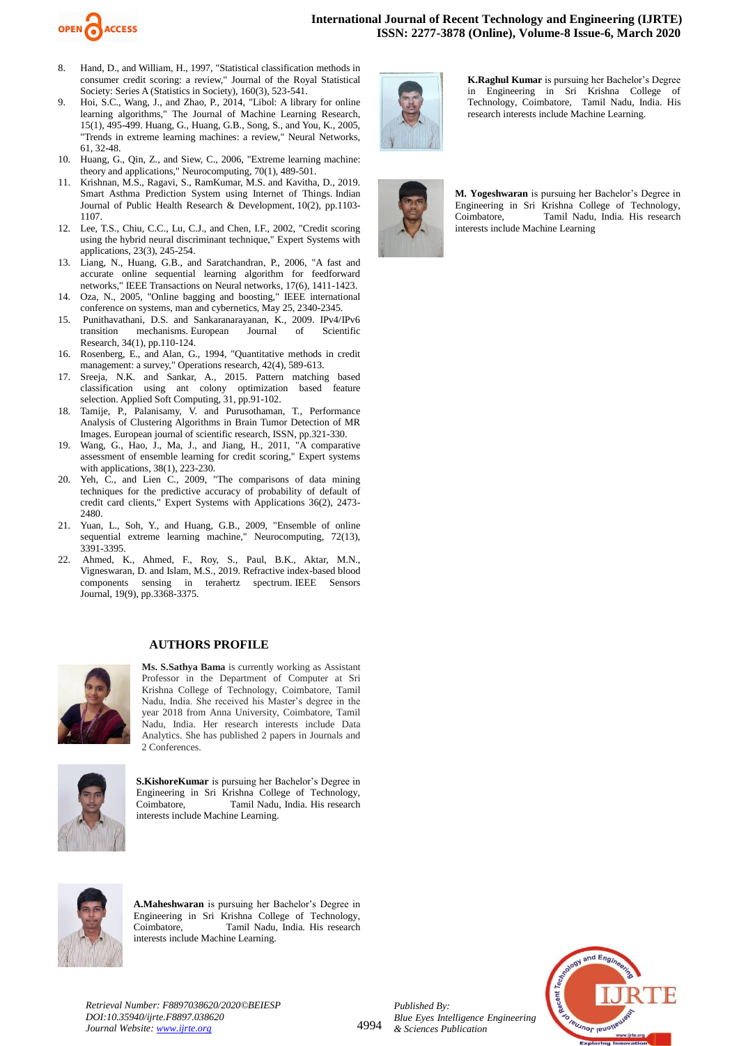8. Hand, D., and William, H., 1997, "Statistical classification methods in consumer credit scoring: a review," Journal of the Royal Statistical Society: Series A (Statistics in Society), 160(3), 523-541.
9. Hoi, S.C., Wang, J., and Zhao, P., 2014, "Libol: A library for online learning algorithms," The Journal of Machine Learning Research, 15(1), 495-499. Huang, G., Huang, G.B., Song, S., and You, K., 2005, "Trends in extreme learning machines: a review," Neural Networks, 61, 32-48.
10. Huang, G., Qin, Z., and Siew, C., 2006, "Extreme learning machine: theory and applications," Neurocomputing, 70(1), 489-501.
11. Krishnan, M.S., Ragavi, S., RamKumar, M.S. and Kavitha, D., 2019. Smart Asthma Prediction System using Internet of Things. Indian Journal of Public Health Research & Development, 10(2), pp.1103-1107.
12. Lee, T.S., Chiu, C.C., Lu, C.J., and Chen, I.F., 2002, "Credit scoring using the hybrid neural discriminant technique," Expert Systems with applications, 23(3), 245-254.
13. Liang, N., Huang, G.B., and Saratchandran, P., 2006, "A fast and accurate online sequential learning algorithm for feedforward networks," IEEE Transactions on Neural networks, 17(6), 1411-1423.
14. Oza, N., 2005, "Online bagging and boosting," IEEE international conference on systems, man and cybernetics, May 25, 2340-2345.
15. Punithavathani, D.S. and Sankaranarayanan, K., 2009. IPv4/IPv6 transition mechanisms. European Journal of Scientific Research, 34(1), pp.110-124.
16. Rosenberg, E., and Alan, G., 1994, "Quantitative methods in credit management: a survey," Operations research, 42(4), 589-613.
17. Sreeja, N.K. and Sankar, A., 2015. Pattern matching based classification using ant colony optimization based feature selection. Applied Soft Computing, 31, pp.91-102.
18. Tamije, P., Palanisamy, V. and Purusothaman, T., Performance Analysis of Clustering Algorithms in Brain Tumor Detection of MR Images. European journal of scientific research, ISSN, pp.321-330.
19. Wang, G., Hao, J., Ma, J., and Jiang, H., 2011, "A comparative assessment of ensemble learning for credit scoring," Expert systems with applications, 38(1), 223-230.
20. Yeh, C., and Lien C., 2009, "The comparisons of data mining techniques for the predictive accuracy of probability of default of credit card clients," Expert Systems with Applications 36(2), 2473-2480.
21. Yuan, L., Soh, Y., and Huang, G.B., 2009, "Ensemble of online sequential extreme learning machine," Neurocomputing, 72(13), 3391-3395.
22. Ahmed, K., Ahmed, F., Roy, S., Paul, B.K., Aktar, M.N., Vigneswaran, D. and Islam, M.S., 2019. Refractive index-based blood components sensing in terahertz spectrum. IEEE Sensors Journal, 19(9), pp.3368-3375.

## AUTHORS PROFILE

**Ms. S.Sathya Bama** is currently working as Assistant Professor in the Department of Computer at Sri Krishna College of Technology, Coimbatore, Tamil Nadu, India. She received his Master's degree in the year 2018 from Anna University, Coimbatore, Tamil Nadu, India. Her research interests include Data Analytics. She has published 2 papers in Journals and 2 Conferences.

**S.KishoreKumar** is pursuing her Bachelor's Degree in Engineering in Sri Krishna College of Technology, Coimbatore, Tamil Nadu, India. His research interests include Machine Learning.

**A.Maheshwaran** is pursuing her Bachelor's Degree in Engineering in Sri Krishna College of Technology, Coimbatore, Tamil Nadu, India. His research interests include Machine Learning.

**K.Raghul Kumar** is pursuing her Bachelor's Degree in Engineering in Sri Krishna College of Technology, Coimbatore, Tamil Nadu, India. His research interests include Machine Learning.

**M. Yogeshwaran** is pursuing her Bachelor's Degree in Engineering in Sri Krishna College of Technology, Coimbatore, Tamil Nadu, India. His research interests include Machine Learning